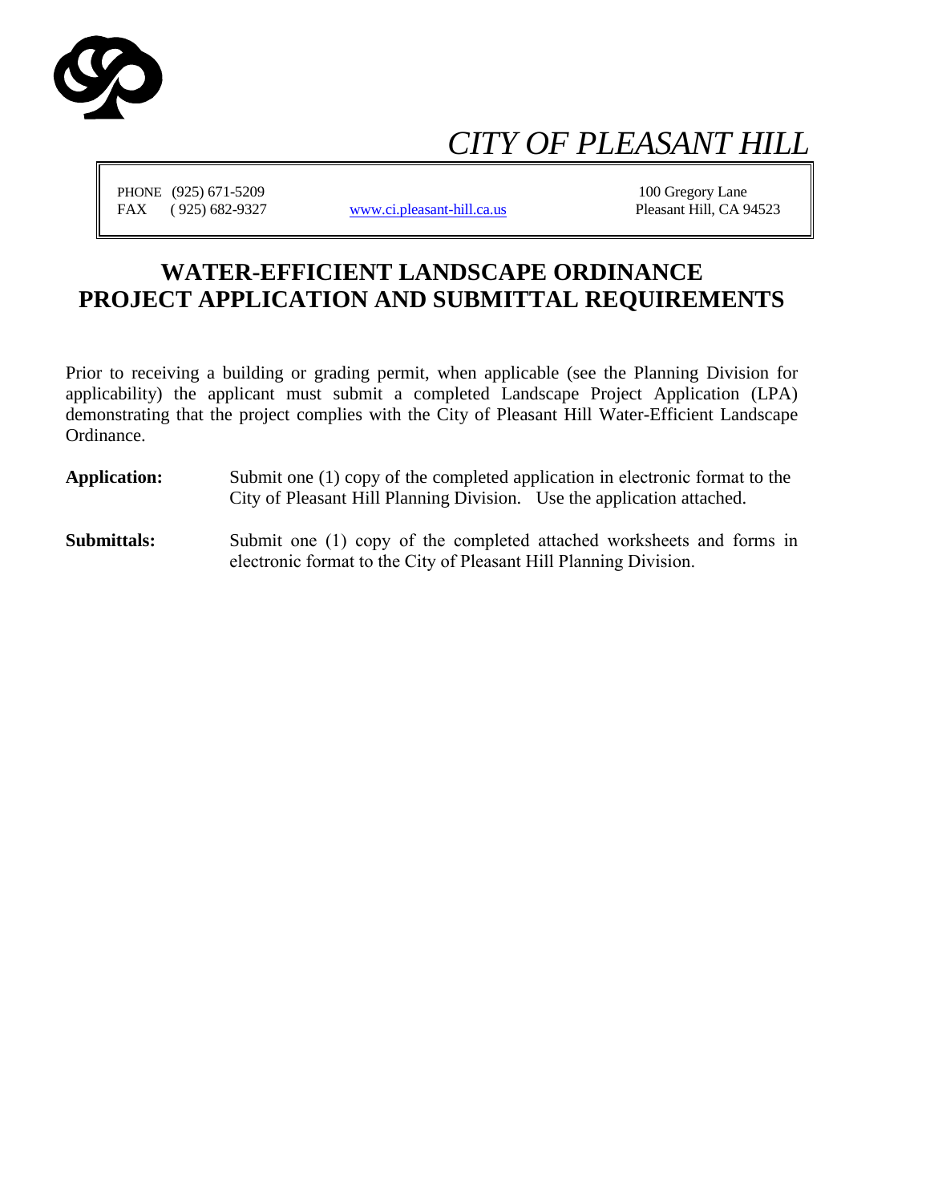# *CITY OF PLEASANT HILL*

PHONE (925) 671-5209
FAX (925) 682-9327

www.ci.pleasant-hill.ca.us

100 Gregory Lane
Pleasant Hill, CA 94523

## WATER-EFFICIENT LANDSCAPE ORDINANCE PROJECT APPLICATION AND SUBMITTAL REQUIREMENTS

Prior to receiving a building or grading permit, when applicable (see the Planning Division for applicability) the applicant must submit a completed Landscape Project Application (LPA) demonstrating that the project complies with the City of Pleasant Hill Water-Efficient Landscape Ordinance.

**Application:** Submit one (1) copy of the completed application in electronic format to the City of Pleasant Hill Planning Division. Use the application attached.

**Submittals:** Submit one (1) copy of the completed attached worksheets and forms in electronic format to the City of Pleasant Hill Planning Division.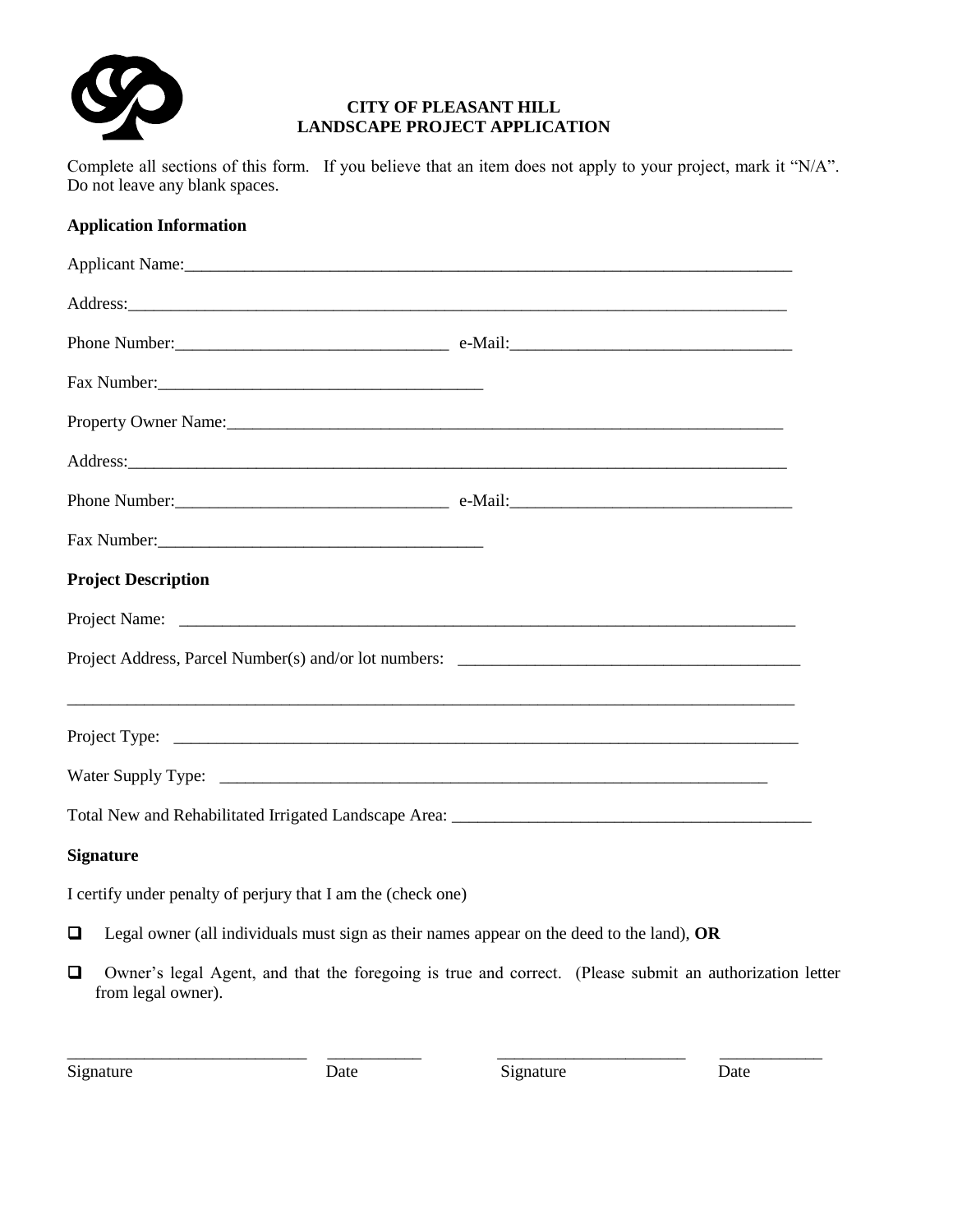**CITY OF PLEASANT HILL**
**LANDSCAPE PROJECT APPLICATION**

Complete all sections of this form. If you believe that an item does not apply to your project, mark it "N/A". Do not leave any blank spaces.

**Application Information**

Applicant Name:\_\_\_\_\_\_\_\_\_\_\_\_\_\_\_\_\_\_\_\_\_\_\_\_\_\_\_\_\_\_\_\_\_\_\_\_\_\_\_\_\_\_\_\_\_\_\_\_\_\_\_\_\_\_\_\_\_\_\_\_

Address:\_\_\_\_\_\_\_\_\_\_\_\_\_\_\_\_\_\_\_\_\_\_\_\_\_\_\_\_\_\_\_\_\_\_\_\_\_\_\_\_\_\_\_\_\_\_\_\_\_\_\_\_\_\_\_\_\_\_\_\_\_\_\_\_

Phone Number:\_\_\_\_\_\_\_\_\_\_\_\_\_\_\_\_\_\_\_\_\_\_\_\_\_\_\_\_ e-Mail:\_\_\_\_\_\_\_\_\_\_\_\_\_\_\_\_\_\_\_\_\_\_\_\_\_\_\_\_

Fax Number:\_\_\_\_\_\_\_\_\_\_\_\_\_\_\_\_\_\_\_\_\_\_\_\_\_\_\_\_\_\_\_\_\_\_

Property Owner Name:\_\_\_\_\_\_\_\_\_\_\_\_\_\_\_\_\_\_\_\_\_\_\_\_\_\_\_\_\_\_\_\_\_\_\_\_\_\_\_\_\_\_\_\_\_\_\_\_\_\_\_\_\_\_\_\_

Address:\_\_\_\_\_\_\_\_\_\_\_\_\_\_\_\_\_\_\_\_\_\_\_\_\_\_\_\_\_\_\_\_\_\_\_\_\_\_\_\_\_\_\_\_\_\_\_\_\_\_\_\_\_\_\_\_\_\_\_\_\_\_\_\_

Phone Number:\_\_\_\_\_\_\_\_\_\_\_\_\_\_\_\_\_\_\_\_\_\_\_\_\_\_\_\_ e-Mail:\_\_\_\_\_\_\_\_\_\_\_\_\_\_\_\_\_\_\_\_\_\_\_\_\_\_\_\_

Fax Number:\_\_\_\_\_\_\_\_\_\_\_\_\_\_\_\_\_\_\_\_\_\_\_\_\_\_\_\_\_\_\_\_\_\_

**Project Description**

Project Name: \_\_\_\_\_\_\_\_\_\_\_\_\_\_\_\_\_\_\_\_\_\_\_\_\_\_\_\_\_\_\_\_\_\_\_\_\_\_\_\_\_\_\_\_\_\_\_\_\_\_\_\_\_\_\_\_\_\_\_\_\_\_

Project Address, Parcel Number(s) and/or lot numbers: \_\_\_\_\_\_\_\_\_\_\_\_\_\_\_\_\_\_\_\_\_\_\_\_\_\_\_\_\_\_\_\_\_\_\_

\_\_\_\_\_\_\_\_\_\_\_\_\_\_\_\_\_\_\_\_\_\_\_\_\_\_\_\_\_\_\_\_\_\_\_\_\_\_\_\_\_\_\_\_\_\_\_\_\_\_\_\_\_\_\_\_\_\_\_\_\_\_\_\_\_\_\_\_\_\_\_\_\_\_

Project Type: \_\_\_\_\_\_\_\_\_\_\_\_\_\_\_\_\_\_\_\_\_\_\_\_\_\_\_\_\_\_\_\_\_\_\_\_\_\_\_\_\_\_\_\_\_\_\_\_\_\_\_\_\_\_\_\_\_\_\_\_\_\_\_

Water Supply Type: \_\_\_\_\_\_\_\_\_\_\_\_\_\_\_\_\_\_\_\_\_\_\_\_\_\_\_\_\_\_\_\_\_\_\_\_\_\_\_\_\_\_\_\_\_\_\_\_\_\_\_\_\_\_\_\_\_

Total New and Rehabilitated Irrigated Landscape Area: \_\_\_\_\_\_\_\_\_\_\_\_\_\_\_\_\_\_\_\_\_\_\_\_\_\_\_\_\_\_\_\_\_\_\_\_\_

**Signature**

I certify under penalty of perjury that I am the (check one)

- ☐ Legal owner (all individuals must sign as their names appear on the deed to the land), **OR**
- ☐ Owner's legal Agent, and that the foregoing is true and correct. (Please submit an authorization letter from legal owner).

| \_\_\_\_\_\_\_\_\_\_\_\_\_\_\_\_\_\_\_\_\_\_\_\_ | \_\_\_\_\_\_\_\_\_\_ | \_\_\_\_\_\_\_\_\_\_\_\_\_\_\_\_\_\_\_\_ | \_\_\_\_\_\_\_\_\_\_ |
|---|---|---|---|
| Signature | Date | Signature | Date |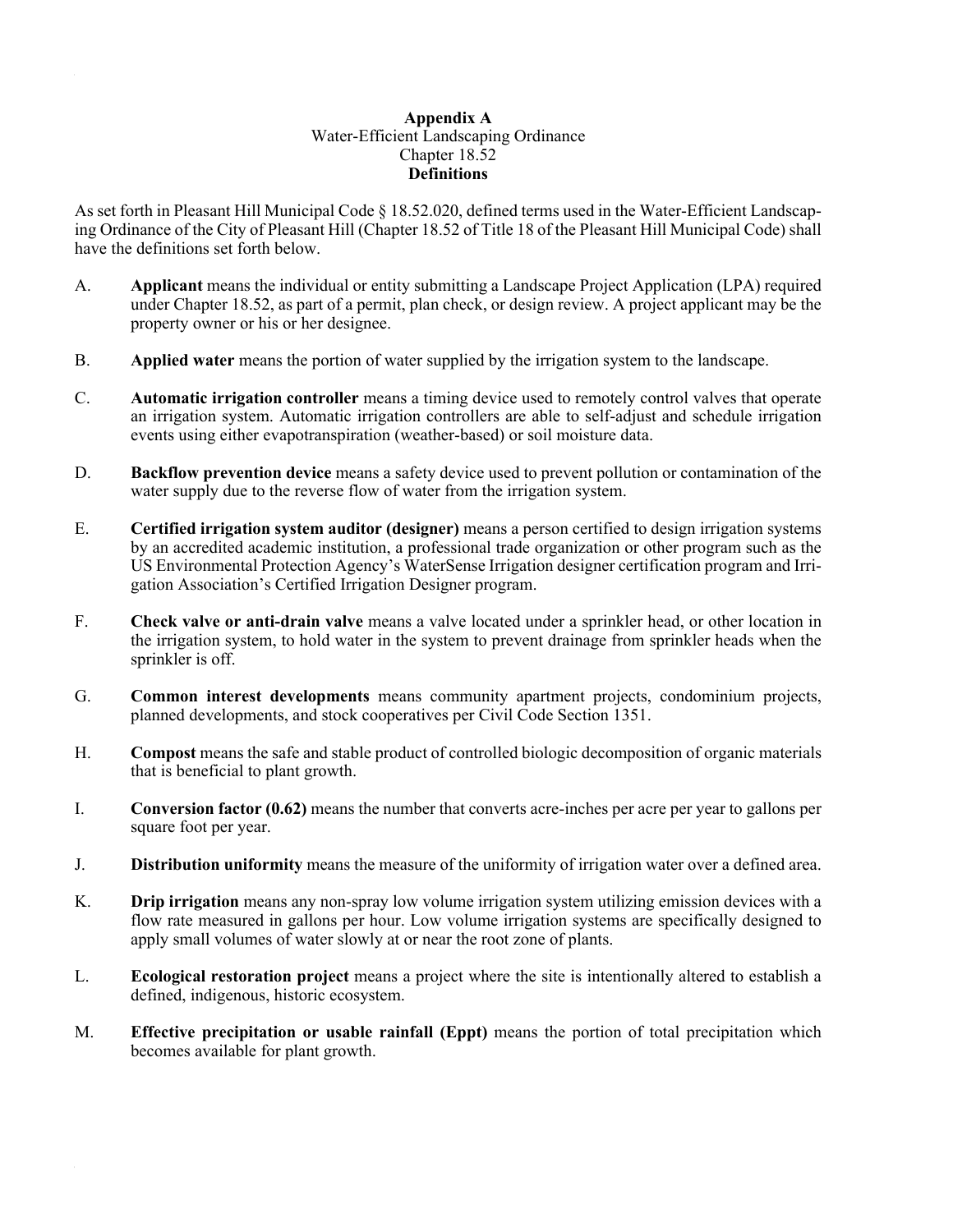**Appendix A**
Water-Efficient Landscaping Ordinance
Chapter 18.52
**Definitions**

As set forth in Pleasant Hill Municipal Code § 18.52.020, defined terms used in the Water-Efficient Landscaping Ordinance of the City of Pleasant Hill (Chapter 18.52 of Title 18 of the Pleasant Hill Municipal Code) shall have the definitions set forth below.

A. **Applicant** means the individual or entity submitting a Landscape Project Application (LPA) required under Chapter 18.52, as part of a permit, plan check, or design review. A project applicant may be the property owner or his or her designee.

B. **Applied water** means the portion of water supplied by the irrigation system to the landscape.

C. **Automatic irrigation controller** means a timing device used to remotely control valves that operate an irrigation system. Automatic irrigation controllers are able to self-adjust and schedule irrigation events using either evapotranspiration (weather-based) or soil moisture data.

D. **Backflow prevention device** means a safety device used to prevent pollution or contamination of the water supply due to the reverse flow of water from the irrigation system.

E. **Certified irrigation system auditor (designer)** means a person certified to design irrigation systems by an accredited academic institution, a professional trade organization or other program such as the US Environmental Protection Agency's WaterSense Irrigation designer certification program and Irrigation Association's Certified Irrigation Designer program.

F. **Check valve or anti-drain valve** means a valve located under a sprinkler head, or other location in the irrigation system, to hold water in the system to prevent drainage from sprinkler heads when the sprinkler is off.

G. **Common interest developments** means community apartment projects, condominium projects, planned developments, and stock cooperatives per Civil Code Section 1351.

H. **Compost** means the safe and stable product of controlled biologic decomposition of organic materials that is beneficial to plant growth.

I. **Conversion factor (0.62)** means the number that converts acre-inches per acre per year to gallons per square foot per year.

J. **Distribution uniformity** means the measure of the uniformity of irrigation water over a defined area.

K. **Drip irrigation** means any non-spray low volume irrigation system utilizing emission devices with a flow rate measured in gallons per hour. Low volume irrigation systems are specifically designed to apply small volumes of water slowly at or near the root zone of plants.

L. **Ecological restoration project** means a project where the site is intentionally altered to establish a defined, indigenous, historic ecosystem.

M. **Effective precipitation or usable rainfall (Eppt)** means the portion of total precipitation which becomes available for plant growth.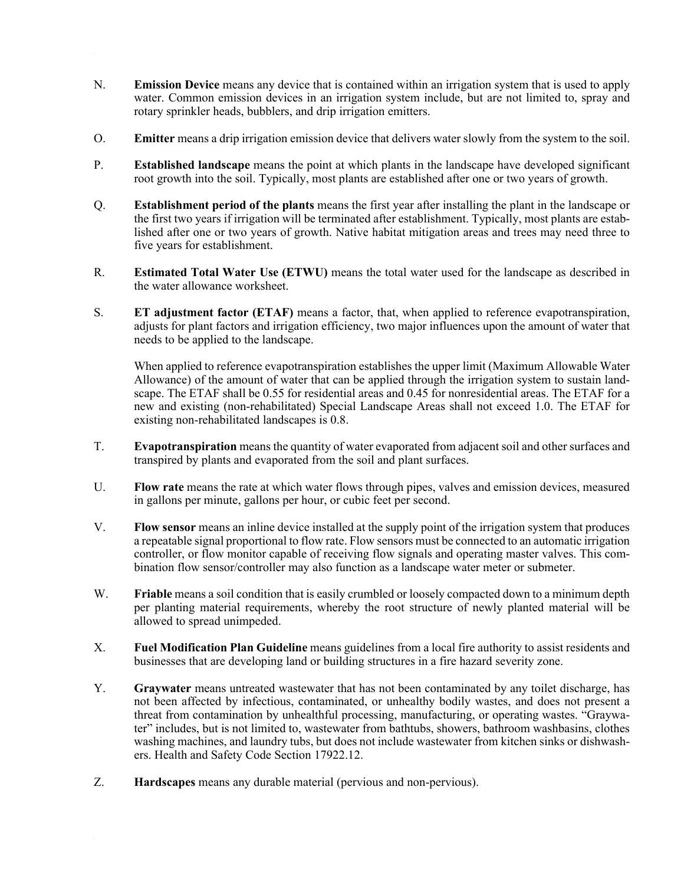N. **Emission Device** means any device that is contained within an irrigation system that is used to apply water. Common emission devices in an irrigation system include, but are not limited to, spray and rotary sprinkler heads, bubblers, and drip irrigation emitters.

O. **Emitter** means a drip irrigation emission device that delivers water slowly from the system to the soil.

P. **Established landscape** means the point at which plants in the landscape have developed significant root growth into the soil. Typically, most plants are established after one or two years of growth.

Q. **Establishment period of the plants** means the first year after installing the plant in the landscape or the first two years if irrigation will be terminated after establishment. Typically, most plants are established after one or two years of growth. Native habitat mitigation areas and trees may need three to five years for establishment.

R. **Estimated Total Water Use (ETWU)** means the total water used for the landscape as described in the water allowance worksheet.

S. **ET adjustment factor (ETAF)** means a factor, that, when applied to reference evapotranspiration, adjusts for plant factors and irrigation efficiency, two major influences upon the amount of water that needs to be applied to the landscape.

When applied to reference evapotranspiration establishes the upper limit (Maximum Allowable Water Allowance) of the amount of water that can be applied through the irrigation system to sustain landscape. The ETAF shall be 0.55 for residential areas and 0.45 for nonresidential areas. The ETAF for a new and existing (non-rehabilitated) Special Landscape Areas shall not exceed 1.0. The ETAF for existing non-rehabilitated landscapes is 0.8.

T. **Evapotranspiration** means the quantity of water evaporated from adjacent soil and other surfaces and transpired by plants and evaporated from the soil and plant surfaces.

U. **Flow rate** means the rate at which water flows through pipes, valves and emission devices, measured in gallons per minute, gallons per hour, or cubic feet per second.

V. **Flow sensor** means an inline device installed at the supply point of the irrigation system that produces a repeatable signal proportional to flow rate. Flow sensors must be connected to an automatic irrigation controller, or flow monitor capable of receiving flow signals and operating master valves. This combination flow sensor/controller may also function as a landscape water meter or submeter.

W. **Friable** means a soil condition that is easily crumbled or loosely compacted down to a minimum depth per planting material requirements, whereby the root structure of newly planted material will be allowed to spread unimpeded.

X. **Fuel Modification Plan Guideline** means guidelines from a local fire authority to assist residents and businesses that are developing land or building structures in a fire hazard severity zone.

Y. **Graywater** means untreated wastewater that has not been contaminated by any toilet discharge, has not been affected by infectious, contaminated, or unhealthy bodily wastes, and does not present a threat from contamination by unhealthful processing, manufacturing, or operating wastes. "Graywater" includes, but is not limited to, wastewater from bathtubs, showers, bathroom washbasins, clothes washing machines, and laundry tubs, but does not include wastewater from kitchen sinks or dishwashers. Health and Safety Code Section 17922.12.

Z. **Hardscapes** means any durable material (pervious and non-pervious).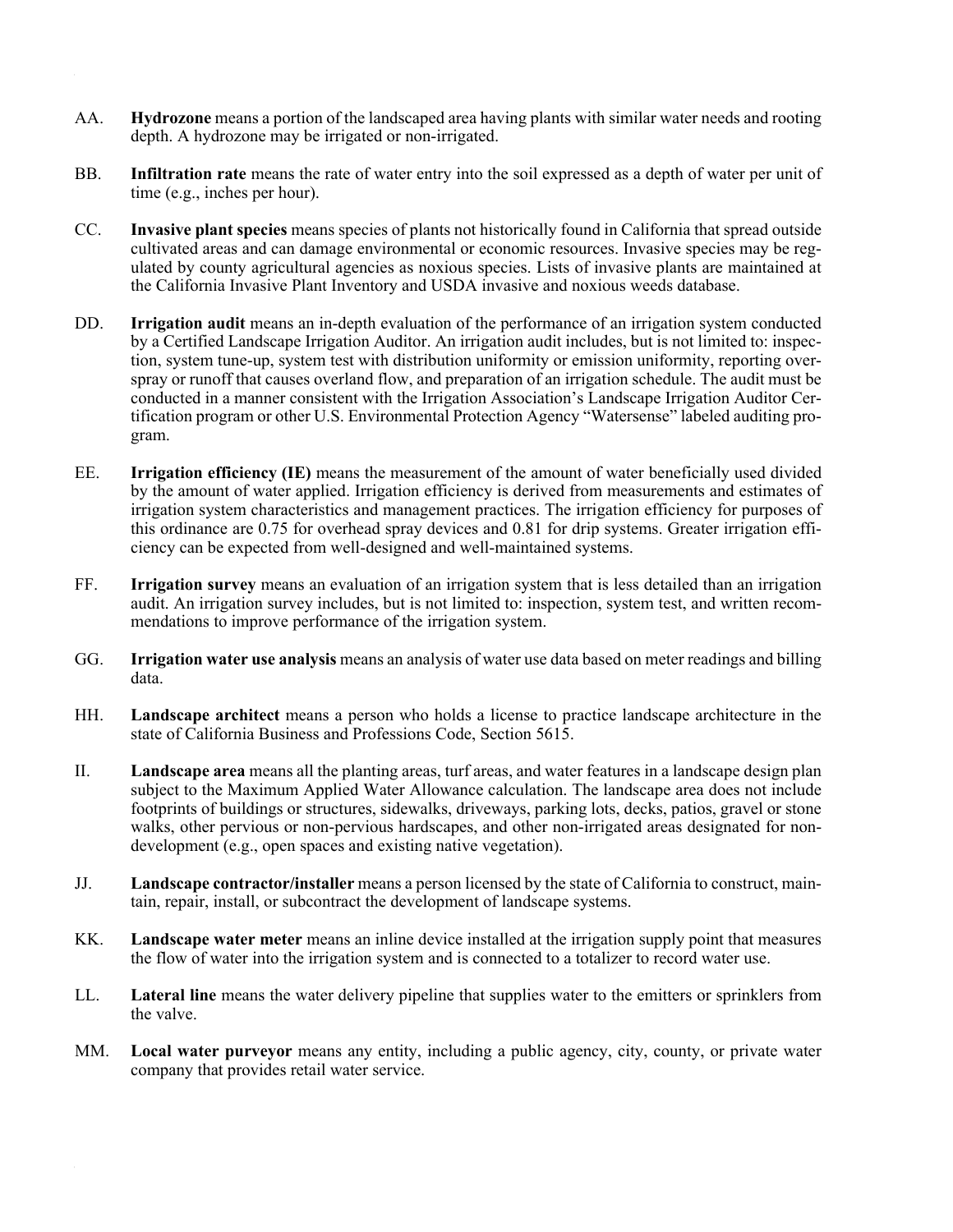AA. **Hydrozone** means a portion of the landscaped area having plants with similar water needs and rooting depth. A hydrozone may be irrigated or non-irrigated.

BB. **Infiltration rate** means the rate of water entry into the soil expressed as a depth of water per unit of time (e.g., inches per hour).

CC. **Invasive plant species** means species of plants not historically found in California that spread outside cultivated areas and can damage environmental or economic resources. Invasive species may be regulated by county agricultural agencies as noxious species. Lists of invasive plants are maintained at the California Invasive Plant Inventory and USDA invasive and noxious weeds database.

DD. **Irrigation audit** means an in-depth evaluation of the performance of an irrigation system conducted by a Certified Landscape Irrigation Auditor. An irrigation audit includes, but is not limited to: inspection, system tune-up, system test with distribution uniformity or emission uniformity, reporting overspray or runoff that causes overland flow, and preparation of an irrigation schedule. The audit must be conducted in a manner consistent with the Irrigation Association's Landscape Irrigation Auditor Certification program or other U.S. Environmental Protection Agency "Watersense" labeled auditing program.

EE. **Irrigation efficiency (IE)** means the measurement of the amount of water beneficially used divided by the amount of water applied. Irrigation efficiency is derived from measurements and estimates of irrigation system characteristics and management practices. The irrigation efficiency for purposes of this ordinance are 0.75 for overhead spray devices and 0.81 for drip systems. Greater irrigation efficiency can be expected from well-designed and well-maintained systems.

FF. **Irrigation survey** means an evaluation of an irrigation system that is less detailed than an irrigation audit. An irrigation survey includes, but is not limited to: inspection, system test, and written recommendations to improve performance of the irrigation system.

GG. **Irrigation water use analysis** means an analysis of water use data based on meter readings and billing data.

HH. **Landscape architect** means a person who holds a license to practice landscape architecture in the state of California Business and Professions Code, Section 5615.

II. **Landscape area** means all the planting areas, turf areas, and water features in a landscape design plan subject to the Maximum Applied Water Allowance calculation. The landscape area does not include footprints of buildings or structures, sidewalks, driveways, parking lots, decks, patios, gravel or stone walks, other pervious or non-pervious hardscapes, and other non-irrigated areas designated for non-development (e.g., open spaces and existing native vegetation).

JJ. **Landscape contractor/installer** means a person licensed by the state of California to construct, maintain, repair, install, or subcontract the development of landscape systems.

KK. **Landscape water meter** means an inline device installed at the irrigation supply point that measures the flow of water into the irrigation system and is connected to a totalizer to record water use.

LL. **Lateral line** means the water delivery pipeline that supplies water to the emitters or sprinklers from the valve.

MM. **Local water purveyor** means any entity, including a public agency, city, county, or private water company that provides retail water service.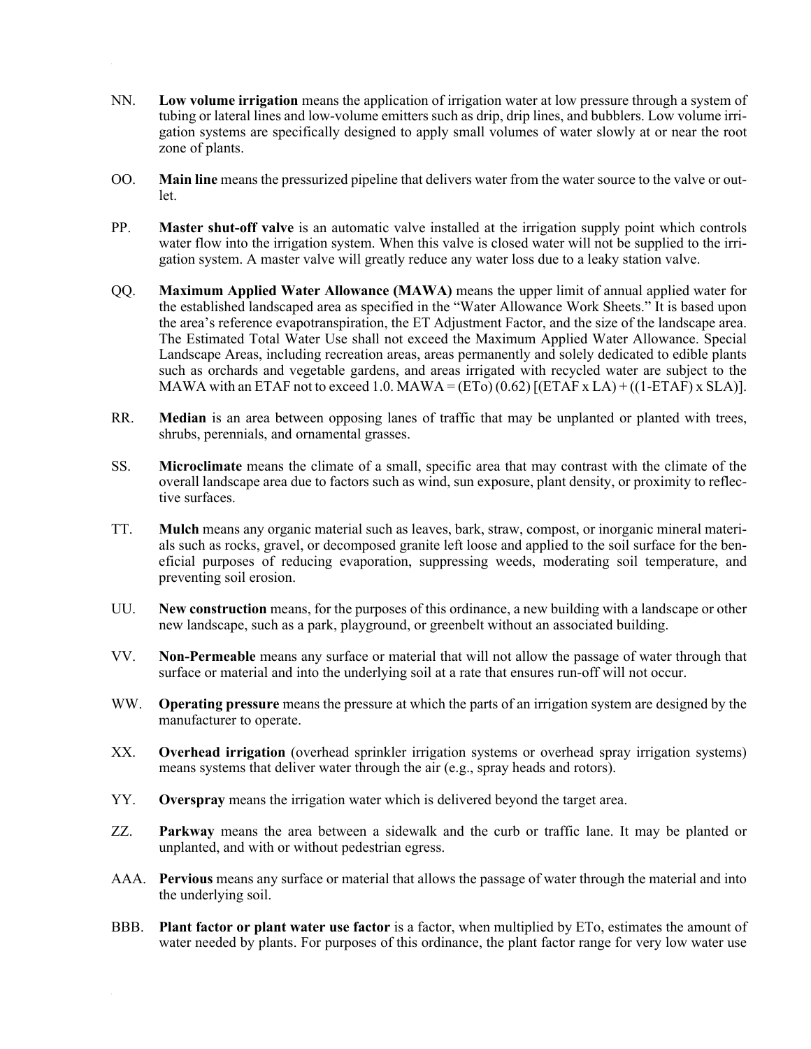NN. **Low volume irrigation** means the application of irrigation water at low pressure through a system of tubing or lateral lines and low-volume emitters such as drip, drip lines, and bubblers. Low volume irrigation systems are specifically designed to apply small volumes of water slowly at or near the root zone of plants.

OO. **Main line** means the pressurized pipeline that delivers water from the water source to the valve or outlet.

PP. **Master shut-off valve** is an automatic valve installed at the irrigation supply point which controls water flow into the irrigation system. When this valve is closed water will not be supplied to the irrigation system. A master valve will greatly reduce any water loss due to a leaky station valve.

QQ. **Maximum Applied Water Allowance (MAWA)** means the upper limit of annual applied water for the established landscaped area as specified in the "Water Allowance Work Sheets." It is based upon the area's reference evapotranspiration, the ET Adjustment Factor, and the size of the landscape area. The Estimated Total Water Use shall not exceed the Maximum Applied Water Allowance. Special Landscape Areas, including recreation areas, areas permanently and solely dedicated to edible plants such as orchards and vegetable gardens, and areas irrigated with recycled water are subject to the MAWA with an ETAF not to exceed 1.0. MAWA = (ETo) (0.62) [(ETAF x LA) + ((1-ETAF) x SLA)].

RR. **Median** is an area between opposing lanes of traffic that may be unplanted or planted with trees, shrubs, perennials, and ornamental grasses.

SS. **Microclimate** means the climate of a small, specific area that may contrast with the climate of the overall landscape area due to factors such as wind, sun exposure, plant density, or proximity to reflective surfaces.

TT. **Mulch** means any organic material such as leaves, bark, straw, compost, or inorganic mineral materials such as rocks, gravel, or decomposed granite left loose and applied to the soil surface for the beneficial purposes of reducing evaporation, suppressing weeds, moderating soil temperature, and preventing soil erosion.

UU. **New construction** means, for the purposes of this ordinance, a new building with a landscape or other new landscape, such as a park, playground, or greenbelt without an associated building.

VV. **Non-Permeable** means any surface or material that will not allow the passage of water through that surface or material and into the underlying soil at a rate that ensures run-off will not occur.

WW. **Operating pressure** means the pressure at which the parts of an irrigation system are designed by the manufacturer to operate.

XX. **Overhead irrigation** (overhead sprinkler irrigation systems or overhead spray irrigation systems) means systems that deliver water through the air (e.g., spray heads and rotors).

YY. **Overspray** means the irrigation water which is delivered beyond the target area.

ZZ. **Parkway** means the area between a sidewalk and the curb or traffic lane. It may be planted or unplanted, and with or without pedestrian egress.

AAA. **Pervious** means any surface or material that allows the passage of water through the material and into the underlying soil.

BBB. **Plant factor or plant water use factor** is a factor, when multiplied by ETo, estimates the amount of water needed by plants. For purposes of this ordinance, the plant factor range for very low water use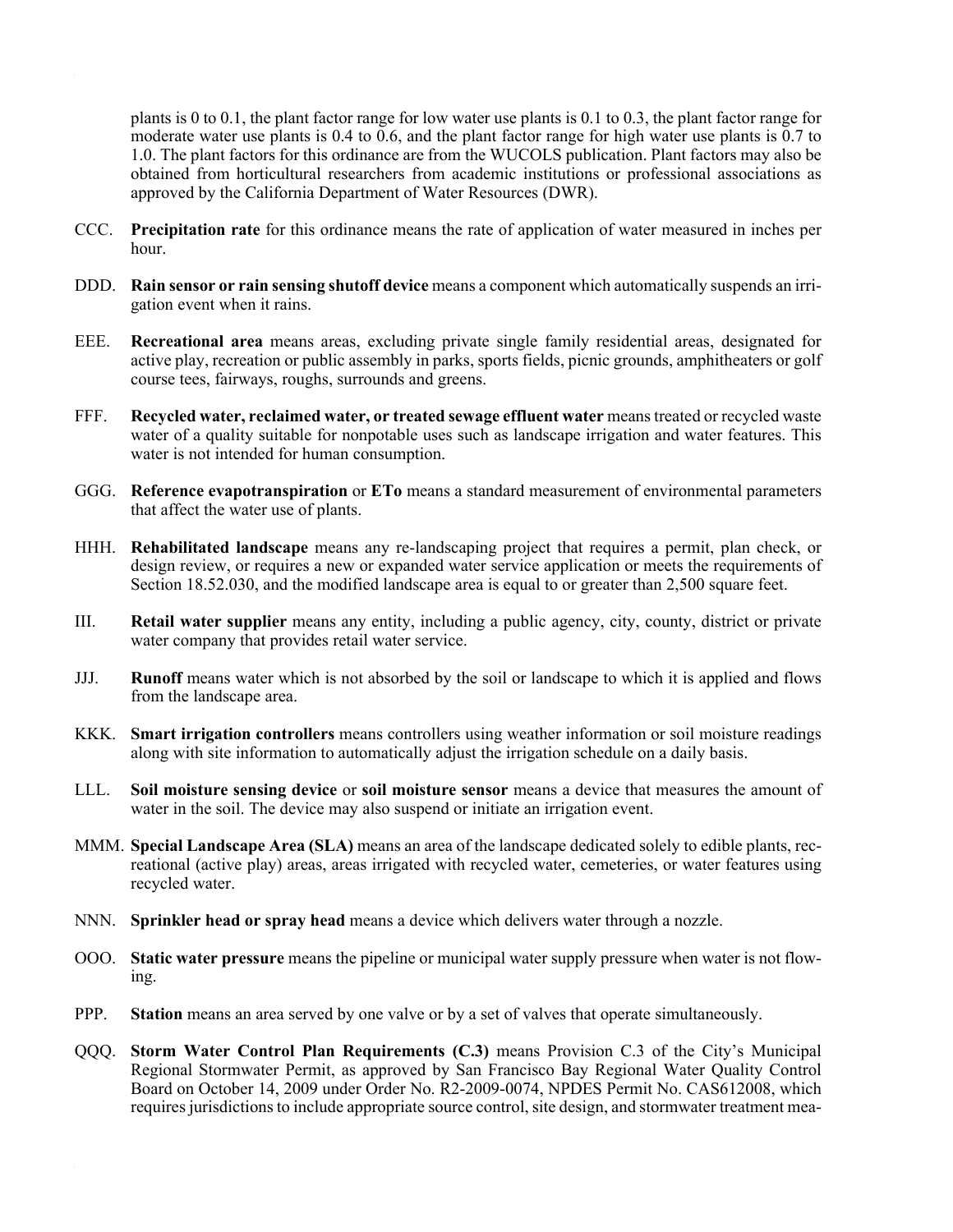plants is 0 to 0.1, the plant factor range for low water use plants is 0.1 to 0.3, the plant factor range for moderate water use plants is 0.4 to 0.6, and the plant factor range for high water use plants is 0.7 to 1.0. The plant factors for this ordinance are from the WUCOLS publication. Plant factors may also be obtained from horticultural researchers from academic institutions or professional associations as approved by the California Department of Water Resources (DWR).

CCC. **Precipitation rate** for this ordinance means the rate of application of water measured in inches per hour.

DDD. **Rain sensor or rain sensing shutoff device** means a component which automatically suspends an irrigation event when it rains.

EEE. **Recreational area** means areas, excluding private single family residential areas, designated for active play, recreation or public assembly in parks, sports fields, picnic grounds, amphitheaters or golf course tees, fairways, roughs, surrounds and greens.

FFF. **Recycled water, reclaimed water, or treated sewage effluent water** means treated or recycled waste water of a quality suitable for nonpotable uses such as landscape irrigation and water features. This water is not intended for human consumption.

GGG. **Reference evapotranspiration** or **ETo** means a standard measurement of environmental parameters that affect the water use of plants.

HHH. **Rehabilitated landscape** means any re-landscaping project that requires a permit, plan check, or design review, or requires a new or expanded water service application or meets the requirements of Section 18.52.030, and the modified landscape area is equal to or greater than 2,500 square feet.

III. **Retail water supplier** means any entity, including a public agency, city, county, district or private water company that provides retail water service.

JJJ. **Runoff** means water which is not absorbed by the soil or landscape to which it is applied and flows from the landscape area.

KKK. **Smart irrigation controllers** means controllers using weather information or soil moisture readings along with site information to automatically adjust the irrigation schedule on a daily basis.

LLL. **Soil moisture sensing device** or **soil moisture sensor** means a device that measures the amount of water in the soil. The device may also suspend or initiate an irrigation event.

MMM. **Special Landscape Area (SLA)** means an area of the landscape dedicated solely to edible plants, recreational (active play) areas, areas irrigated with recycled water, cemeteries, or water features using recycled water.

NNN. **Sprinkler head or spray head** means a device which delivers water through a nozzle.

OOO. **Static water pressure** means the pipeline or municipal water supply pressure when water is not flowing.

PPP. **Station** means an area served by one valve or by a set of valves that operate simultaneously.

QQQ. **Storm Water Control Plan Requirements (C.3)** means Provision C.3 of the City's Municipal Regional Stormwater Permit, as approved by San Francisco Bay Regional Water Quality Control Board on October 14, 2009 under Order No. R2-2009-0074, NPDES Permit No. CAS612008, which requires jurisdictions to include appropriate source control, site design, and stormwater treatment mea-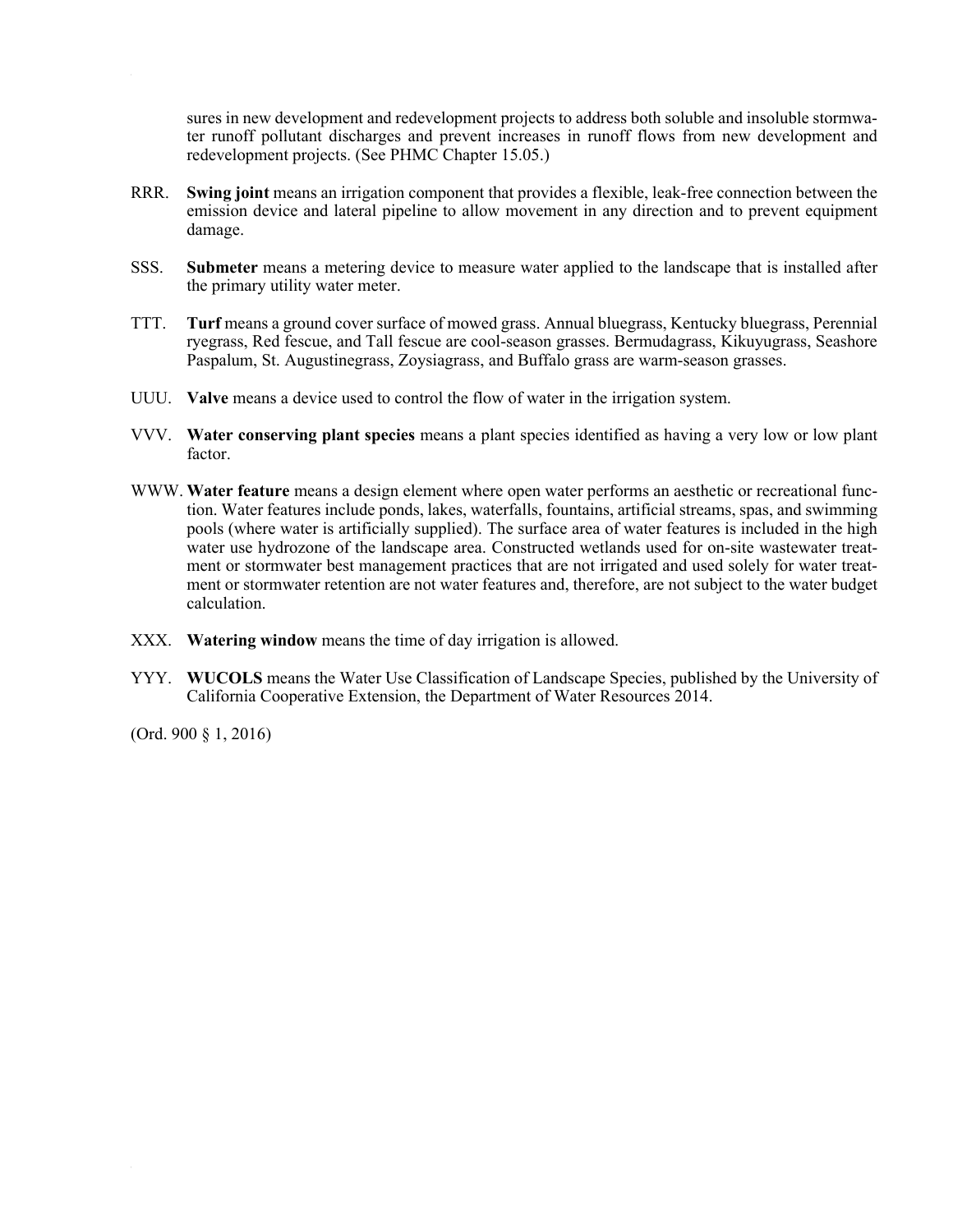sures in new development and redevelopment projects to address both soluble and insoluble stormwater runoff pollutant discharges and prevent increases in runoff flows from new development and redevelopment projects. (See PHMC Chapter 15.05.)

RRR. **Swing joint** means an irrigation component that provides a flexible, leak-free connection between the emission device and lateral pipeline to allow movement in any direction and to prevent equipment damage.

SSS. **Submeter** means a metering device to measure water applied to the landscape that is installed after the primary utility water meter.

TTT. **Turf** means a ground cover surface of mowed grass. Annual bluegrass, Kentucky bluegrass, Perennial ryegrass, Red fescue, and Tall fescue are cool-season grasses. Bermudagrass, Kikuyugrass, Seashore Paspalum, St. Augustinegrass, Zoysiagrass, and Buffalo grass are warm-season grasses.

UUU. **Valve** means a device used to control the flow of water in the irrigation system.

VVV. **Water conserving plant species** means a plant species identified as having a very low or low plant factor.

WWW. **Water feature** means a design element where open water performs an aesthetic or recreational function. Water features include ponds, lakes, waterfalls, fountains, artificial streams, spas, and swimming pools (where water is artificially supplied). The surface area of water features is included in the high water use hydrozone of the landscape area. Constructed wetlands used for on-site wastewater treatment or stormwater best management practices that are not irrigated and used solely for water treatment or stormwater retention are not water features and, therefore, are not subject to the water budget calculation.

XXX. **Watering window** means the time of day irrigation is allowed.

YYY. **WUCOLS** means the Water Use Classification of Landscape Species, published by the University of California Cooperative Extension, the Department of Water Resources 2014.

(Ord. 900 § 1, 2016)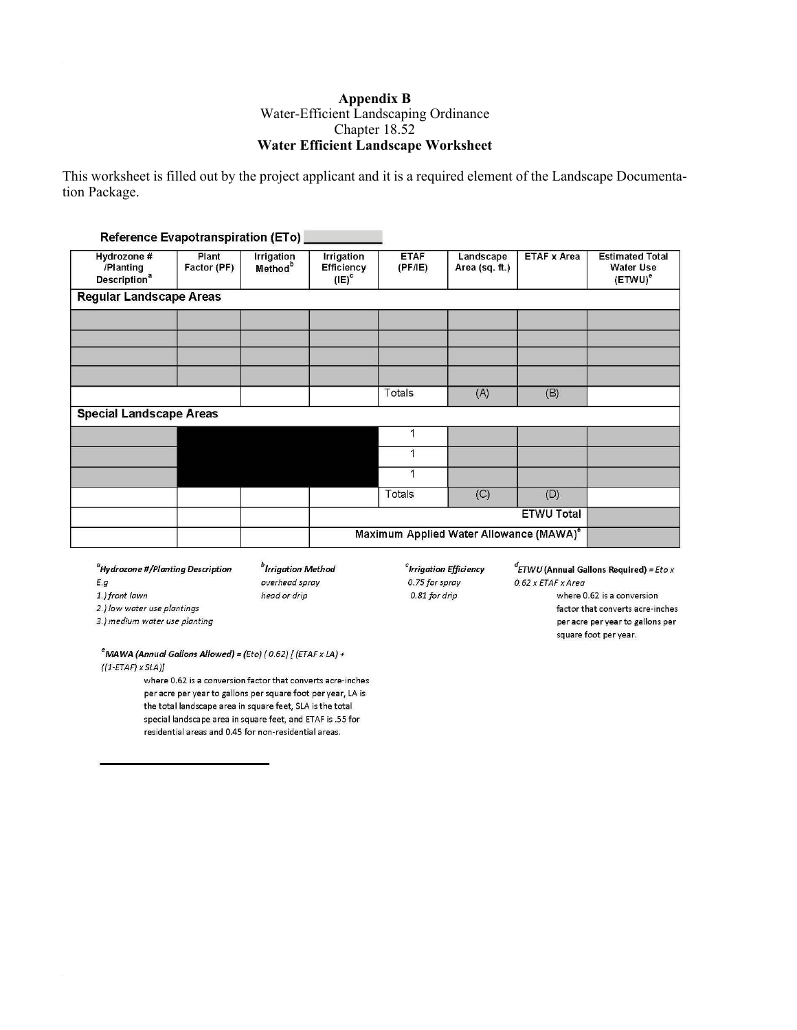**Appendix B**

Water-Efficient Landscaping Ordinance

Chapter 18.52

**Water Efficient Landscape Worksheet**

This worksheet is filled out by the project applicant and it is a required element of the Landscape Documentation Package.

**Reference Evapotranspiration (ETo)** ___________

| Hydrozone # /Planting Description[a] | Plant Factor (PF) | Irrigation Method[b] | Irrigation Efficiency (IE)[c] | ETAF (PF/IE) | Landscape Area (sq. ft.) | ETAF x Area | Estimated Total Water Use (ETWU)[d] |
|---|---|---|---|---|---|---|---|
| **Regular Landscape Areas** | | | | | | | |
| | | | | | | | |
| | | | | | | | |
| | | | | | | | |
| | | | | | | | |
| | | | | Totals | (A) | (B) | |
| **Special Landscape Areas** | | | | | | | |
| | | | | 1 | | | |
| | | | | 1 | | | |
| | | | | 1 | | | |
| | | | | Totals | (C) | (D) | |
| | | | | | | ETWU Total | |
| | | | Maximum Applied Water Allowance (MAWA)[e] | | | | |

[a]*Hydrozone #/Planting Description*
*E.g*
*1.) front lawn*
*2.) low water use plantings*
*3.) medium water use planting*

[b]*Irrigation Method*
*overhead spray*
*head or drip*

[c]*Irrigation Efficiency*
*0.75 for spray*
*0.81 for drip*

[d]*ETWU* **(Annual Gallons Required) =** *Eto x 0.62 x ETAF x Area*
where 0.62 is a conversion factor that converts acre-inches per acre per year to gallons per square foot per year.

[e]*MAWA* **(Annual Gallons Allowed) =** *(Eto) ( 0.62) [ (ETAF x LA) + ((1-ETAF) x SLA)]*
where 0.62 is a conversion factor that converts acre-inches per acre per year to gallons per square foot per year, LA is the total landscape area in square feet, SLA is the total special landscape area in square feet, and ETAF is .55 for residential areas and 0.45 for non-residential areas.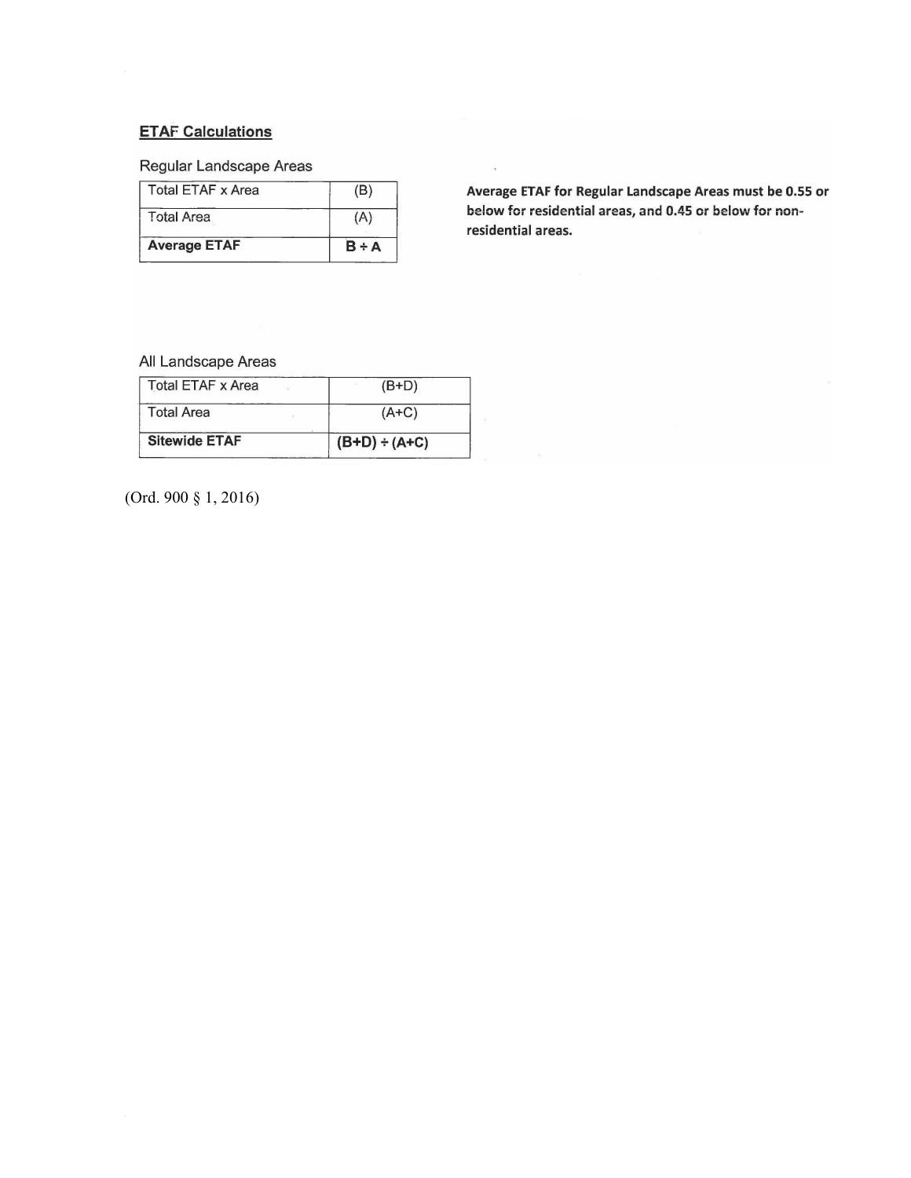## ETAF Calculations

Regular Landscape Areas

| Total ETAF x Area | (B) |
|---|---|
| Total Area | (A) |
| **Average ETAF** | **B ÷ A** |

**Average ETAF for Regular Landscape Areas must be 0.55 or below for residential areas, and 0.45 or below for non-residential areas.**

All Landscape Areas

| Total ETAF x Area | (B+D) |
|---|---|
| Total Area | (A+C) |
| **Sitewide ETAF** | **(B+D) ÷ (A+C)** |

(Ord. 900 § 1, 2016)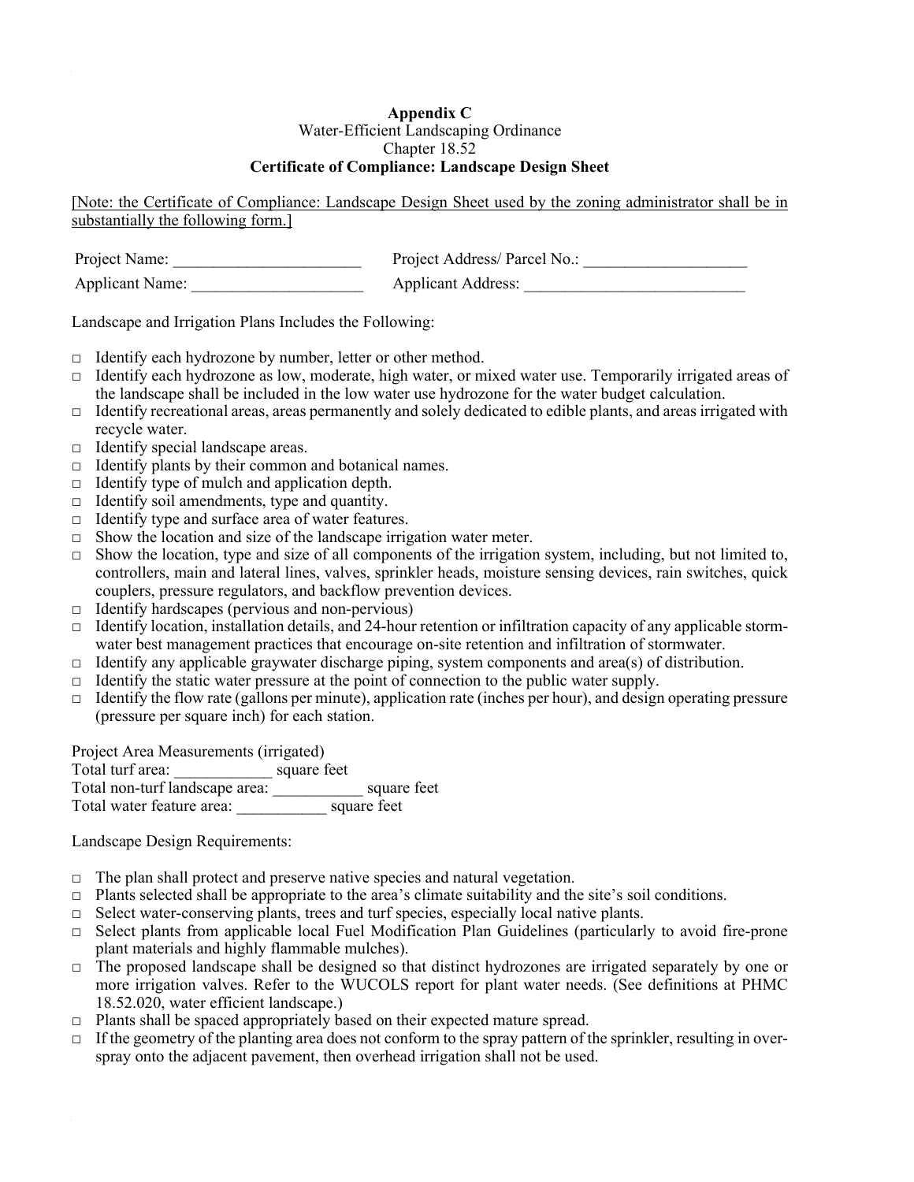**Appendix C**
Water-Efficient Landscaping Ordinance
Chapter 18.52
**Certificate of Compliance: Landscape Design Sheet**

[Note: the Certificate of Compliance: Landscape Design Sheet used by the zoning administrator shall be in substantially the following form.]

Project Name: _______________________ Project Address/ Parcel No.: ____________________

Applicant Name: _____________________ Applicant Address: ___________________________

Landscape and Irrigation Plans Includes the Following:

- □ Identify each hydrozone by number, letter or other method.
- □ Identify each hydrozone as low, moderate, high water, or mixed water use. Temporarily irrigated areas of the landscape shall be included in the low water use hydrozone for the water budget calculation.
- □ Identify recreational areas, areas permanently and solely dedicated to edible plants, and areas irrigated with recycle water.
- □ Identify special landscape areas.
- □ Identify plants by their common and botanical names.
- □ Identify type of mulch and application depth.
- □ Identify soil amendments, type and quantity.
- □ Identify type and surface area of water features.
- □ Show the location and size of the landscape irrigation water meter.
- □ Show the location, type and size of all components of the irrigation system, including, but not limited to, controllers, main and lateral lines, valves, sprinkler heads, moisture sensing devices, rain switches, quick couplers, pressure regulators, and backflow prevention devices.
- □ Identify hardscapes (pervious and non-pervious)
- □ Identify location, installation details, and 24-hour retention or infiltration capacity of any applicable storm-water best management practices that encourage on-site retention and infiltration of stormwater.
- □ Identify any applicable graywater discharge piping, system components and area(s) of distribution.
- □ Identify the static water pressure at the point of connection to the public water supply.
- □ Identify the flow rate (gallons per minute), application rate (inches per hour), and design operating pressure (pressure per square inch) for each station.

Project Area Measurements (irrigated)
Total turf area: ____________ square feet
Total non-turf landscape area: ___________ square feet
Total water feature area: ___________ square feet

Landscape Design Requirements:

- □ The plan shall protect and preserve native species and natural vegetation.
- □ Plants selected shall be appropriate to the area's climate suitability and the site's soil conditions.
- □ Select water-conserving plants, trees and turf species, especially local native plants.
- □ Select plants from applicable local Fuel Modification Plan Guidelines (particularly to avoid fire-prone plant materials and highly flammable mulches).
- □ The proposed landscape shall be designed so that distinct hydrozones are irrigated separately by one or more irrigation valves. Refer to the WUCOLS report for plant water needs. (See definitions at PHMC 18.52.020, water efficient landscape.)
- □ Plants shall be spaced appropriately based on their expected mature spread.
- □ If the geometry of the planting area does not conform to the spray pattern of the sprinkler, resulting in over-spray onto the adjacent pavement, then overhead irrigation shall not be used.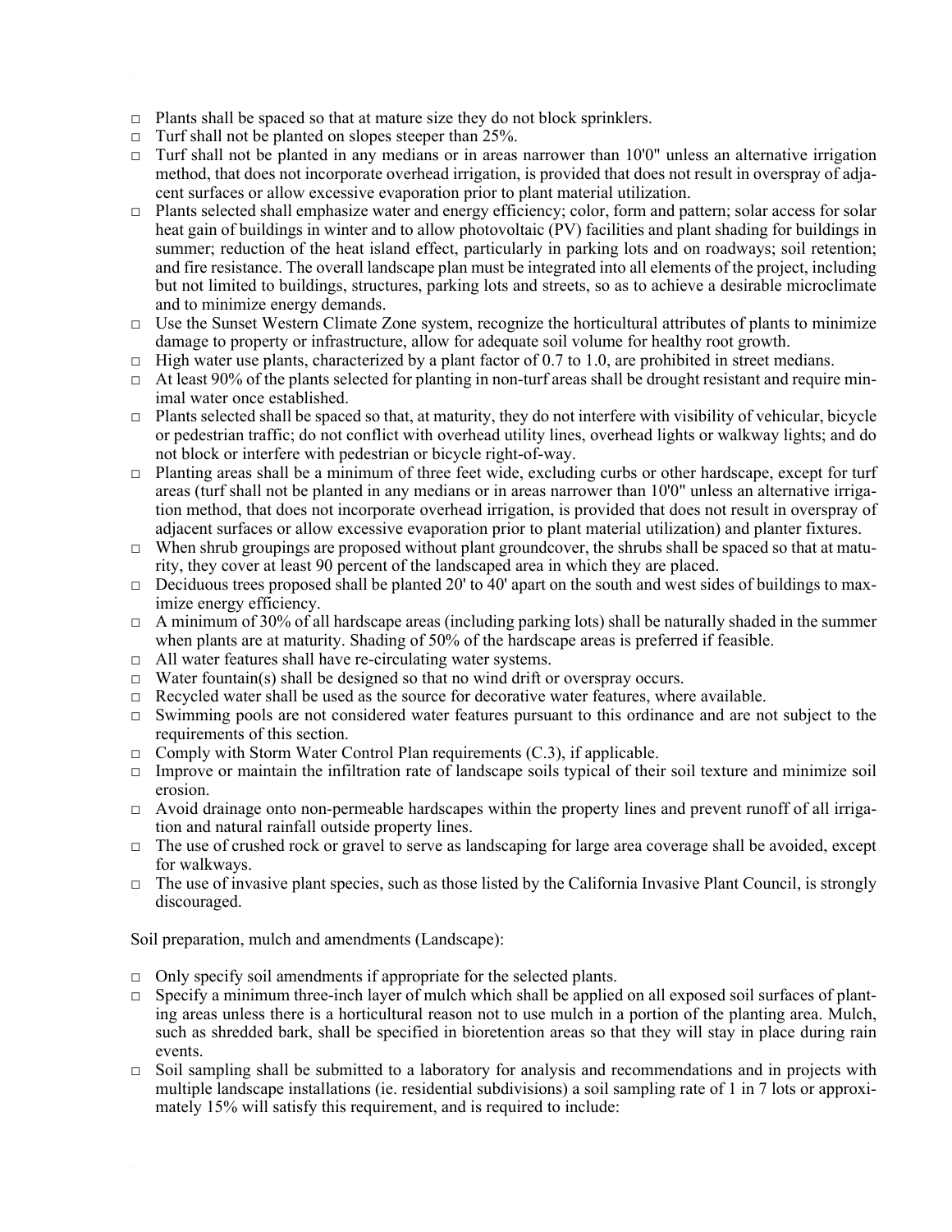- □ Plants shall be spaced so that at mature size they do not block sprinklers.
- □ Turf shall not be planted on slopes steeper than 25%.
- □ Turf shall not be planted in any medians or in areas narrower than 10'0" unless an alternative irrigation method, that does not incorporate overhead irrigation, is provided that does not result in overspray of adjacent surfaces or allow excessive evaporation prior to plant material utilization.
- □ Plants selected shall emphasize water and energy efficiency; color, form and pattern; solar access for solar heat gain of buildings in winter and to allow photovoltaic (PV) facilities and plant shading for buildings in summer; reduction of the heat island effect, particularly in parking lots and on roadways; soil retention; and fire resistance. The overall landscape plan must be integrated into all elements of the project, including but not limited to buildings, structures, parking lots and streets, so as to achieve a desirable microclimate and to minimize energy demands.
- □ Use the Sunset Western Climate Zone system, recognize the horticultural attributes of plants to minimize damage to property or infrastructure, allow for adequate soil volume for healthy root growth.
- □ High water use plants, characterized by a plant factor of 0.7 to 1.0, are prohibited in street medians.
- □ At least 90% of the plants selected for planting in non-turf areas shall be drought resistant and require minimal water once established.
- □ Plants selected shall be spaced so that, at maturity, they do not interfere with visibility of vehicular, bicycle or pedestrian traffic; do not conflict with overhead utility lines, overhead lights or walkway lights; and do not block or interfere with pedestrian or bicycle right-of-way.
- □ Planting areas shall be a minimum of three feet wide, excluding curbs or other hardscape, except for turf areas (turf shall not be planted in any medians or in areas narrower than 10'0" unless an alternative irrigation method, that does not incorporate overhead irrigation, is provided that does not result in overspray of adjacent surfaces or allow excessive evaporation prior to plant material utilization) and planter fixtures.
- □ When shrub groupings are proposed without plant groundcover, the shrubs shall be spaced so that at maturity, they cover at least 90 percent of the landscaped area in which they are placed.
- □ Deciduous trees proposed shall be planted 20' to 40' apart on the south and west sides of buildings to maximize energy efficiency.
- □ A minimum of 30% of all hardscape areas (including parking lots) shall be naturally shaded in the summer when plants are at maturity. Shading of 50% of the hardscape areas is preferred if feasible.
- □ All water features shall have re-circulating water systems.
- □ Water fountain(s) shall be designed so that no wind drift or overspray occurs.
- □ Recycled water shall be used as the source for decorative water features, where available.
- □ Swimming pools are not considered water features pursuant to this ordinance and are not subject to the requirements of this section.
- □ Comply with Storm Water Control Plan requirements (C.3), if applicable.
- □ Improve or maintain the infiltration rate of landscape soils typical of their soil texture and minimize soil erosion.
- □ Avoid drainage onto non-permeable hardscapes within the property lines and prevent runoff of all irrigation and natural rainfall outside property lines.
- □ The use of crushed rock or gravel to serve as landscaping for large area coverage shall be avoided, except for walkways.
- □ The use of invasive plant species, such as those listed by the California Invasive Plant Council, is strongly discouraged.

Soil preparation, mulch and amendments (Landscape):

- □ Only specify soil amendments if appropriate for the selected plants.
- □ Specify a minimum three-inch layer of mulch which shall be applied on all exposed soil surfaces of planting areas unless there is a horticultural reason not to use mulch in a portion of the planting area. Mulch, such as shredded bark, shall be specified in bioretention areas so that they will stay in place during rain events.
- □ Soil sampling shall be submitted to a laboratory for analysis and recommendations and in projects with multiple landscape installations (ie. residential subdivisions) a soil sampling rate of 1 in 7 lots or approximately 15% will satisfy this requirement, and is required to include: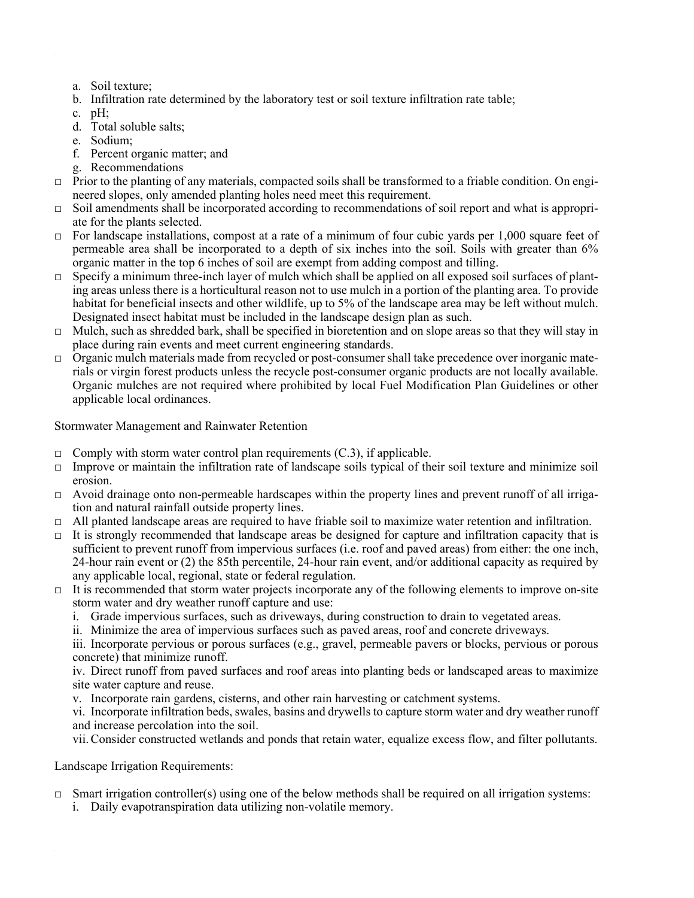a. Soil texture;
b. Infiltration rate determined by the laboratory test or soil texture infiltration rate table;
c. pH;
d. Total soluble salts;
e. Sodium;
f. Percent organic matter; and
g. Recommendations

- □ Prior to the planting of any materials, compacted soils shall be transformed to a friable condition. On engineered slopes, only amended planting holes need meet this requirement.
- □ Soil amendments shall be incorporated according to recommendations of soil report and what is appropriate for the plants selected.
- □ For landscape installations, compost at a rate of a minimum of four cubic yards per 1,000 square feet of permeable area shall be incorporated to a depth of six inches into the soil. Soils with greater than 6% organic matter in the top 6 inches of soil are exempt from adding compost and tilling.
- □ Specify a minimum three-inch layer of mulch which shall be applied on all exposed soil surfaces of planting areas unless there is a horticultural reason not to use mulch in a portion of the planting area. To provide habitat for beneficial insects and other wildlife, up to 5% of the landscape area may be left without mulch. Designated insect habitat must be included in the landscape design plan as such.
- □ Mulch, such as shredded bark, shall be specified in bioretention and on slope areas so that they will stay in place during rain events and meet current engineering standards.
- □ Organic mulch materials made from recycled or post-consumer shall take precedence over inorganic materials or virgin forest products unless the recycle post-consumer organic products are not locally available. Organic mulches are not required where prohibited by local Fuel Modification Plan Guidelines or other applicable local ordinances.

Stormwater Management and Rainwater Retention

- □ Comply with storm water control plan requirements (C.3), if applicable.
- □ Improve or maintain the infiltration rate of landscape soils typical of their soil texture and minimize soil erosion.
- □ Avoid drainage onto non-permeable hardscapes within the property lines and prevent runoff of all irrigation and natural rainfall outside property lines.
- □ All planted landscape areas are required to have friable soil to maximize water retention and infiltration.
- □ It is strongly recommended that landscape areas be designed for capture and infiltration capacity that is sufficient to prevent runoff from impervious surfaces (i.e. roof and paved areas) from either: the one inch, 24-hour rain event or (2) the 85th percentile, 24-hour rain event, and/or additional capacity as required by any applicable local, regional, state or federal regulation.
- □ It is recommended that storm water projects incorporate any of the following elements to improve on-site storm water and dry weather runoff capture and use:
  i. Grade impervious surfaces, such as driveways, during construction to drain to vegetated areas.
  ii. Minimize the area of impervious surfaces such as paved areas, roof and concrete driveways.
  iii. Incorporate pervious or porous surfaces (e.g., gravel, permeable pavers or blocks, pervious or porous concrete) that minimize runoff.
  iv. Direct runoff from paved surfaces and roof areas into planting beds or landscaped areas to maximize site water capture and reuse.
  v. Incorporate rain gardens, cisterns, and other rain harvesting or catchment systems.
  vi. Incorporate infiltration beds, swales, basins and drywells to capture storm water and dry weather runoff and increase percolation into the soil.
  vii. Consider constructed wetlands and ponds that retain water, equalize excess flow, and filter pollutants.

Landscape Irrigation Requirements:

- □ Smart irrigation controller(s) using one of the below methods shall be required on all irrigation systems:
  i. Daily evapotranspiration data utilizing non-volatile memory.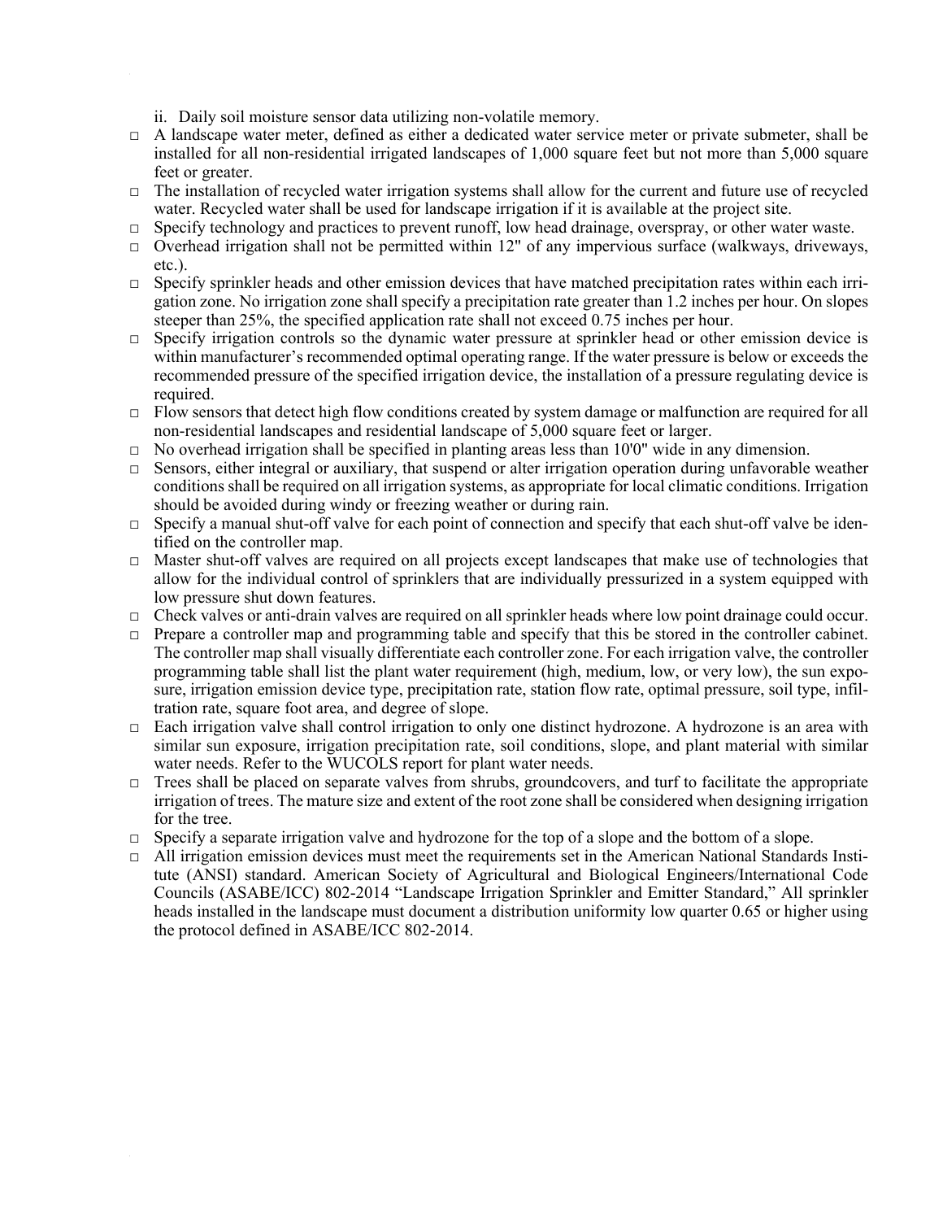ii. Daily soil moisture sensor data utilizing non-volatile memory.

- □ A landscape water meter, defined as either a dedicated water service meter or private submeter, shall be installed for all non-residential irrigated landscapes of 1,000 square feet but not more than 5,000 square feet or greater.
- □ The installation of recycled water irrigation systems shall allow for the current and future use of recycled water. Recycled water shall be used for landscape irrigation if it is available at the project site.
- □ Specify technology and practices to prevent runoff, low head drainage, overspray, or other water waste.
- □ Overhead irrigation shall not be permitted within 12" of any impervious surface (walkways, driveways, etc.).
- □ Specify sprinkler heads and other emission devices that have matched precipitation rates within each irrigation zone. No irrigation zone shall specify a precipitation rate greater than 1.2 inches per hour. On slopes steeper than 25%, the specified application rate shall not exceed 0.75 inches per hour.
- □ Specify irrigation controls so the dynamic water pressure at sprinkler head or other emission device is within manufacturer's recommended optimal operating range. If the water pressure is below or exceeds the recommended pressure of the specified irrigation device, the installation of a pressure regulating device is required.
- □ Flow sensors that detect high flow conditions created by system damage or malfunction are required for all non-residential landscapes and residential landscape of 5,000 square feet or larger.
- □ No overhead irrigation shall be specified in planting areas less than 10'0" wide in any dimension.
- □ Sensors, either integral or auxiliary, that suspend or alter irrigation operation during unfavorable weather conditions shall be required on all irrigation systems, as appropriate for local climatic conditions. Irrigation should be avoided during windy or freezing weather or during rain.
- □ Specify a manual shut-off valve for each point of connection and specify that each shut-off valve be identified on the controller map.
- □ Master shut-off valves are required on all projects except landscapes that make use of technologies that allow for the individual control of sprinklers that are individually pressurized in a system equipped with low pressure shut down features.
- □ Check valves or anti-drain valves are required on all sprinkler heads where low point drainage could occur.
- □ Prepare a controller map and programming table and specify that this be stored in the controller cabinet. The controller map shall visually differentiate each controller zone. For each irrigation valve, the controller programming table shall list the plant water requirement (high, medium, low, or very low), the sun exposure, irrigation emission device type, precipitation rate, station flow rate, optimal pressure, soil type, infiltration rate, square foot area, and degree of slope.
- □ Each irrigation valve shall control irrigation to only one distinct hydrozone. A hydrozone is an area with similar sun exposure, irrigation precipitation rate, soil conditions, slope, and plant material with similar water needs. Refer to the WUCOLS report for plant water needs.
- □ Trees shall be placed on separate valves from shrubs, groundcovers, and turf to facilitate the appropriate irrigation of trees. The mature size and extent of the root zone shall be considered when designing irrigation for the tree.
- □ Specify a separate irrigation valve and hydrozone for the top of a slope and the bottom of a slope.
- □ All irrigation emission devices must meet the requirements set in the American National Standards Institute (ANSI) standard. American Society of Agricultural and Biological Engineers/International Code Councils (ASABE/ICC) 802-2014 "Landscape Irrigation Sprinkler and Emitter Standard," All sprinkler heads installed in the landscape must document a distribution uniformity low quarter 0.65 or higher using the protocol defined in ASABE/ICC 802-2014.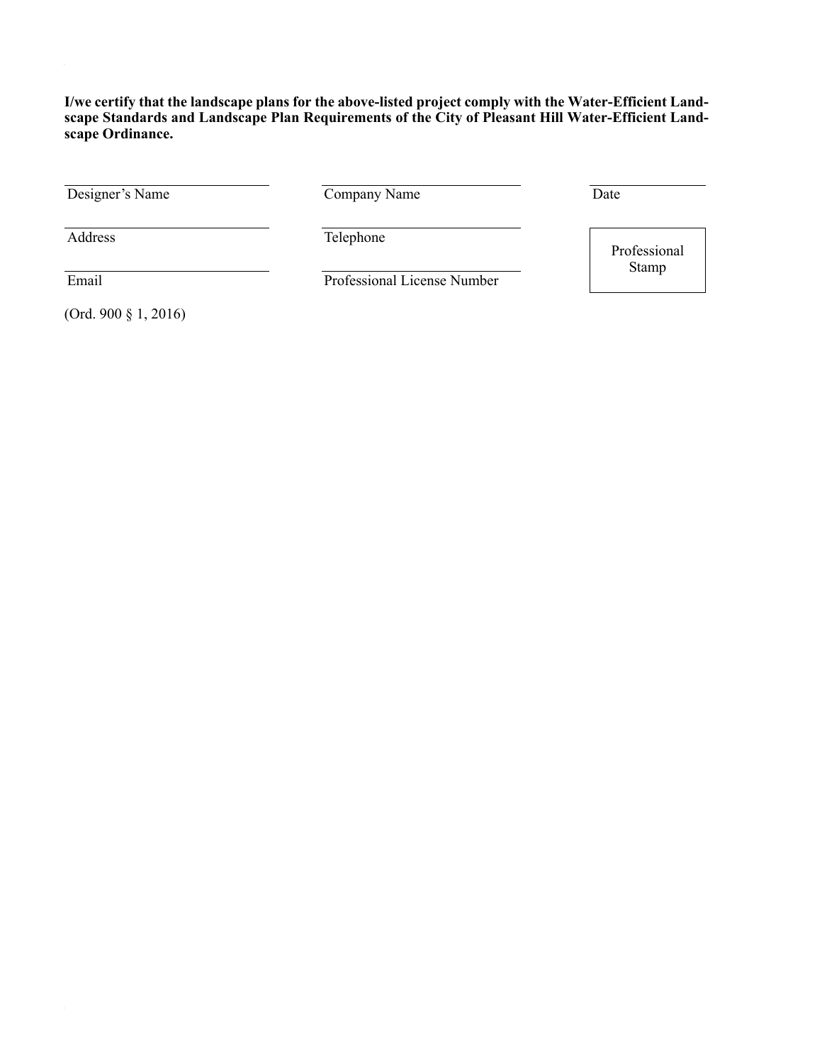**I/we certify that the landscape plans for the above-listed project comply with the Water-Efficient Landscape Standards and Landscape Plan Requirements of the City of Pleasant Hill Water-Efficient Landscape Ordinance.**

| | | |
|---|---|---|
| Designer's Name | Company Name | Date |
| Address | Telephone | Professional Stamp |
| Email | Professional License Number | |

(Ord. 900 § 1, 2016)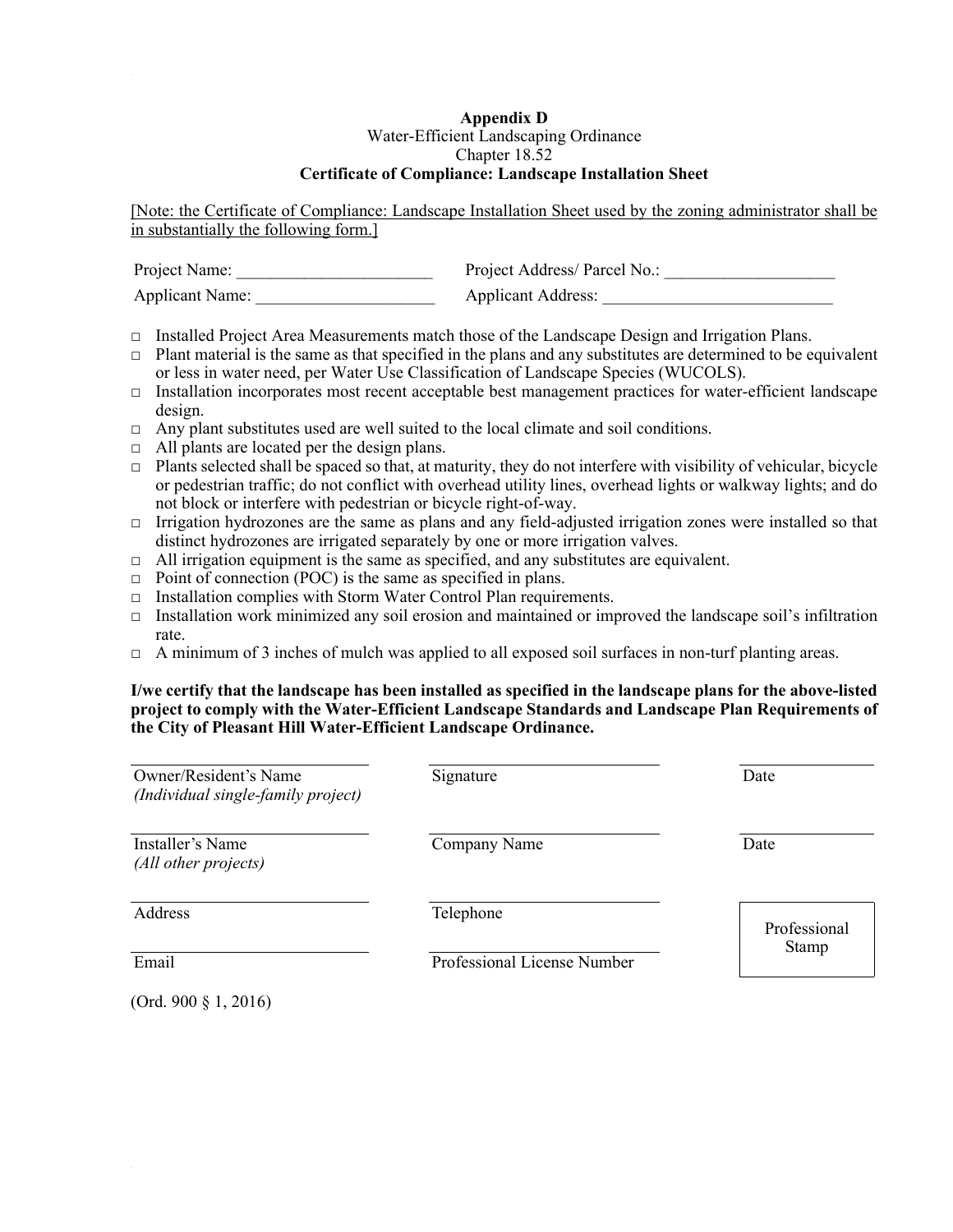**Appendix D**

Water-Efficient Landscaping Ordinance

Chapter 18.52

**Certificate of Compliance: Landscape Installation Sheet**

[Note: the Certificate of Compliance: Landscape Installation Sheet used by the zoning administrator shall be in substantially the following form.]

Project Name: _______________________ Project Address/ Parcel No.: ____________________

Applicant Name: _____________________ Applicant Address: ___________________________

- □ Installed Project Area Measurements match those of the Landscape Design and Irrigation Plans.
- □ Plant material is the same as that specified in the plans and any substitutes are determined to be equivalent or less in water need, per Water Use Classification of Landscape Species (WUCOLS).
- □ Installation incorporates most recent acceptable best management practices for water-efficient landscape design.
- □ Any plant substitutes used are well suited to the local climate and soil conditions.
- □ All plants are located per the design plans.
- □ Plants selected shall be spaced so that, at maturity, they do not interfere with visibility of vehicular, bicycle or pedestrian traffic; do not conflict with overhead utility lines, overhead lights or walkway lights; and do not block or interfere with pedestrian or bicycle right-of-way.
- □ Irrigation hydrozones are the same as plans and any field-adjusted irrigation zones were installed so that distinct hydrozones are irrigated separately by one or more irrigation valves.
- □ All irrigation equipment is the same as specified, and any substitutes are equivalent.
- □ Point of connection (POC) is the same as specified in plans.
- □ Installation complies with Storm Water Control Plan requirements.
- □ Installation work minimized any soil erosion and maintained or improved the landscape soil's infiltration rate.
- □ A minimum of 3 inches of mulch was applied to all exposed soil surfaces in non-turf planting areas.

**I/we certify that the landscape has been installed as specified in the landscape plans for the above-listed project to comply with the Water-Efficient Landscape Standards and Landscape Plan Requirements of the City of Pleasant Hill Water-Efficient Landscape Ordinance.**

| | | |
|---|---|---|
| Owner/Resident's Name *(Individual single-family project)* | Signature | Date |
| Installer's Name *(All other projects)* | Company Name | Date |
| Address | Telephone | Professional Stamp |
| Email | Professional License Number | |

(Ord. 900 § 1, 2016)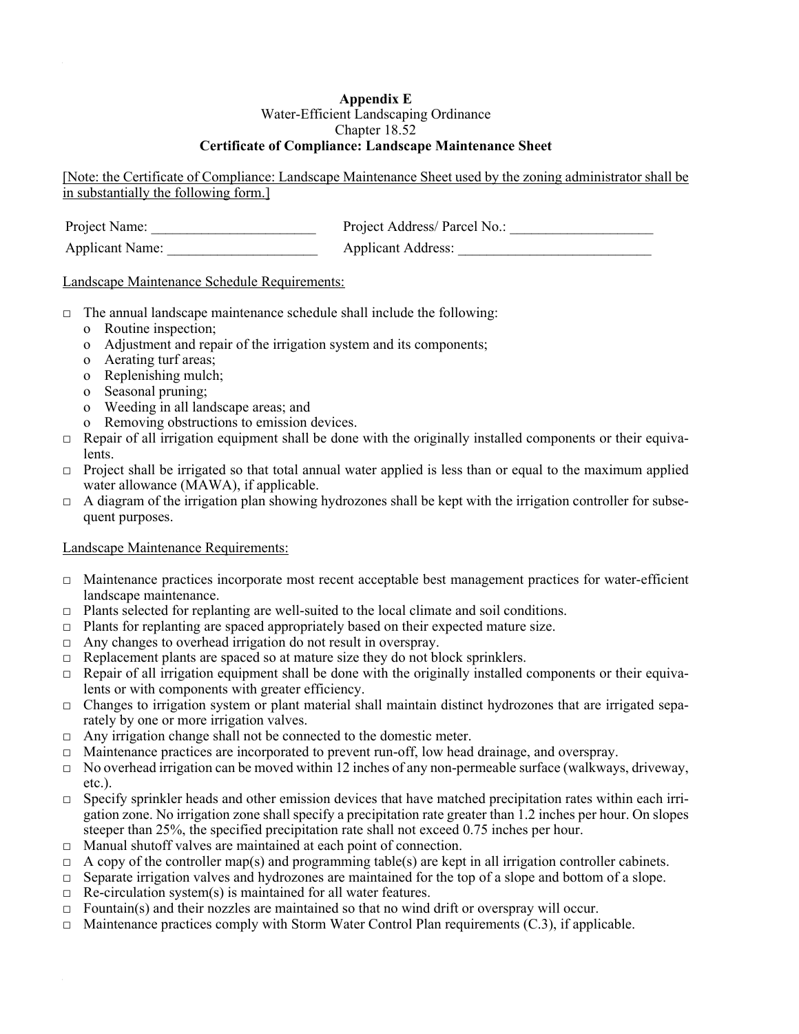**Appendix E**
Water-Efficient Landscaping Ordinance
Chapter 18.52
**Certificate of Compliance: Landscape Maintenance Sheet**

[Note: the Certificate of Compliance: Landscape Maintenance Sheet used by the zoning administrator shall be in substantially the following form.]

Project Name: _______________________ Project Address/ Parcel No.: ____________________

Applicant Name: _____________________ Applicant Address: ___________________________

Landscape Maintenance Schedule Requirements:

- □ The annual landscape maintenance schedule shall include the following:
  - o Routine inspection;
  - o Adjustment and repair of the irrigation system and its components;
  - o Aerating turf areas;
  - o Replenishing mulch;
  - o Seasonal pruning;
  - o Weeding in all landscape areas; and
  - o Removing obstructions to emission devices.
- □ Repair of all irrigation equipment shall be done with the originally installed components or their equivalents.
- □ Project shall be irrigated so that total annual water applied is less than or equal to the maximum applied water allowance (MAWA), if applicable.
- □ A diagram of the irrigation plan showing hydrozones shall be kept with the irrigation controller for subsequent purposes.

Landscape Maintenance Requirements:

- □ Maintenance practices incorporate most recent acceptable best management practices for water-efficient landscape maintenance.
- □ Plants selected for replanting are well-suited to the local climate and soil conditions.
- □ Plants for replanting are spaced appropriately based on their expected mature size.
- □ Any changes to overhead irrigation do not result in overspray.
- □ Replacement plants are spaced so at mature size they do not block sprinklers.
- □ Repair of all irrigation equipment shall be done with the originally installed components or their equivalents or with components with greater efficiency.
- □ Changes to irrigation system or plant material shall maintain distinct hydrozones that are irrigated separately by one or more irrigation valves.
- □ Any irrigation change shall not be connected to the domestic meter.
- □ Maintenance practices are incorporated to prevent run-off, low head drainage, and overspray.
- □ No overhead irrigation can be moved within 12 inches of any non-permeable surface (walkways, driveway, etc.).
- □ Specify sprinkler heads and other emission devices that have matched precipitation rates within each irrigation zone. No irrigation zone shall specify a precipitation rate greater than 1.2 inches per hour. On slopes steeper than 25%, the specified precipitation rate shall not exceed 0.75 inches per hour.
- □ Manual shutoff valves are maintained at each point of connection.
- □ A copy of the controller map(s) and programming table(s) are kept in all irrigation controller cabinets.
- □ Separate irrigation valves and hydrozones are maintained for the top of a slope and bottom of a slope.
- □ Re-circulation system(s) is maintained for all water features.
- □ Fountain(s) and their nozzles are maintained so that no wind drift or overspray will occur.
- □ Maintenance practices comply with Storm Water Control Plan requirements (C.3), if applicable.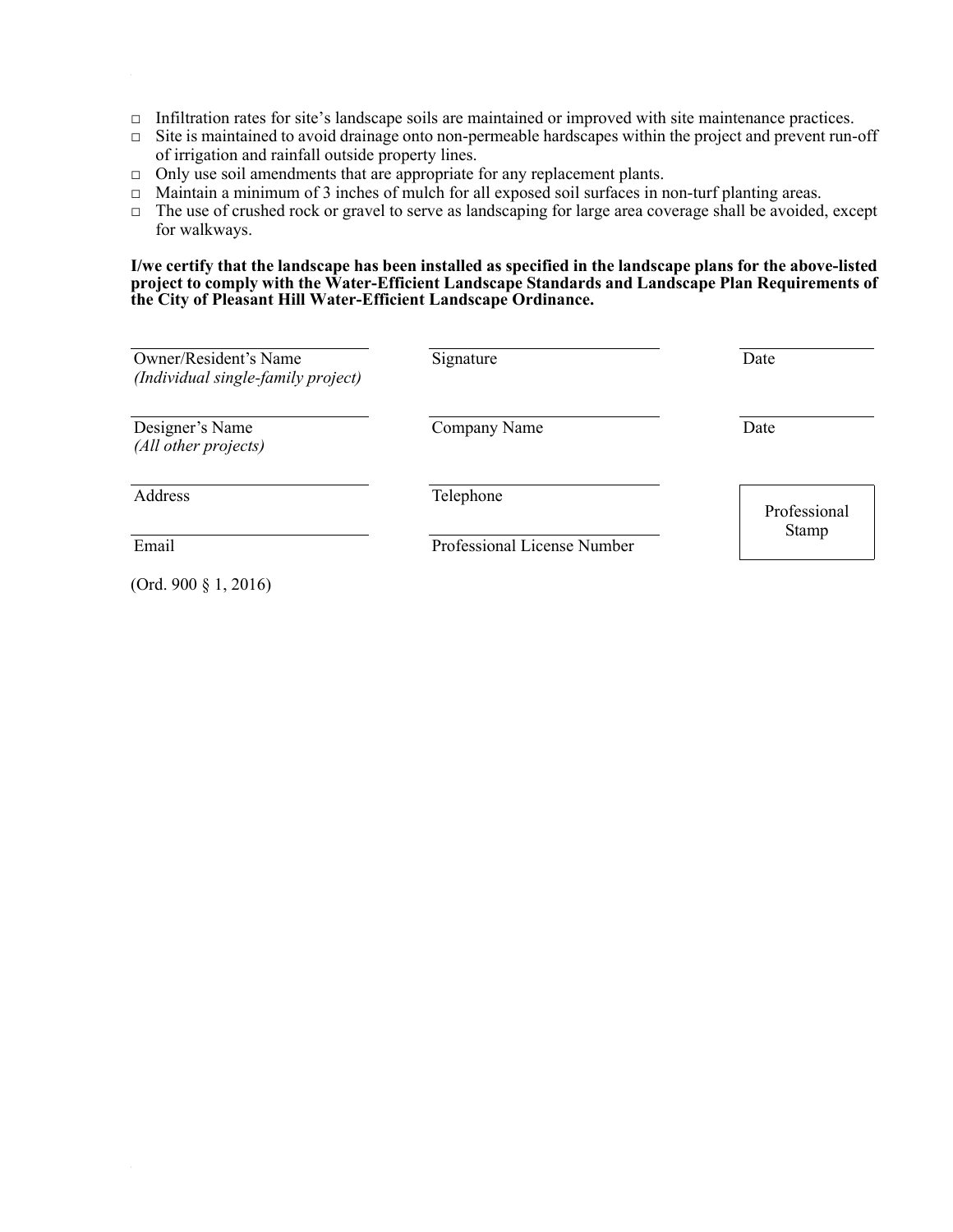- □ Infiltration rates for site's landscape soils are maintained or improved with site maintenance practices.
- □ Site is maintained to avoid drainage onto non-permeable hardscapes within the project and prevent run-off of irrigation and rainfall outside property lines.
- □ Only use soil amendments that are appropriate for any replacement plants.
- □ Maintain a minimum of 3 inches of mulch for all exposed soil surfaces in non-turf planting areas.
- □ The use of crushed rock or gravel to serve as landscaping for large area coverage shall be avoided, except for walkways.

**I/we certify that the landscape has been installed as specified in the landscape plans for the above-listed project to comply with the Water-Efficient Landscape Standards and Landscape Plan Requirements of the City of Pleasant Hill Water-Efficient Landscape Ordinance.**

| | | |
|---|---|---|
| Owner/Resident's Name<br>*(Individual single-family project)* | Signature | Date |
| Designer's Name<br>*(All other projects)* | Company Name | Date |
| Address | Telephone | Professional Stamp |
| Email | Professional License Number | |

(Ord. 900 § 1, 2016)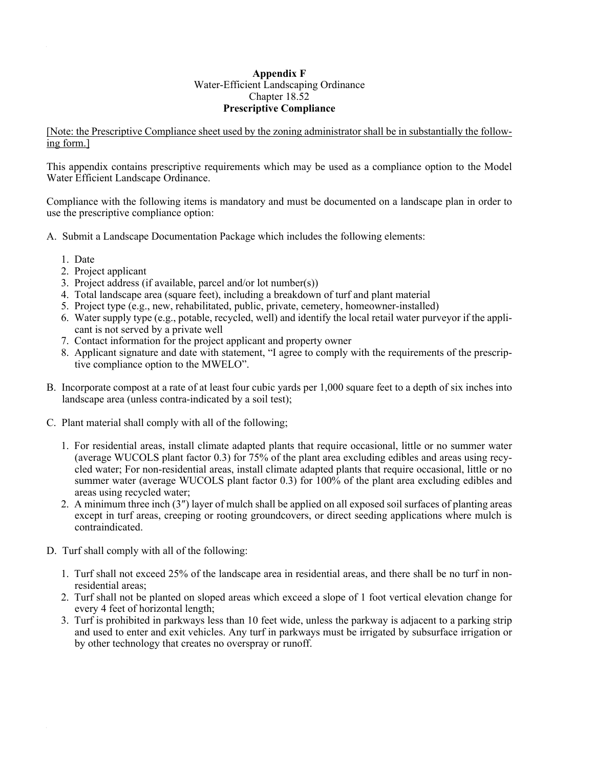**Appendix F**
Water-Efficient Landscaping Ordinance
Chapter 18.52
**Prescriptive Compliance**

[Note: the Prescriptive Compliance sheet used by the zoning administrator shall be in substantially the following form.]

This appendix contains prescriptive requirements which may be used as a compliance option to the Model Water Efficient Landscape Ordinance.

Compliance with the following items is mandatory and must be documented on a landscape plan in order to use the prescriptive compliance option:

A. Submit a Landscape Documentation Package which includes the following elements:

   1. Date
   2. Project applicant
   3. Project address (if available, parcel and/or lot number(s))
   4. Total landscape area (square feet), including a breakdown of turf and plant material
   5. Project type (e.g., new, rehabilitated, public, private, cemetery, homeowner-installed)
   6. Water supply type (e.g., potable, recycled, well) and identify the local retail water purveyor if the applicant is not served by a private well
   7. Contact information for the project applicant and property owner
   8. Applicant signature and date with statement, "I agree to comply with the requirements of the prescriptive compliance option to the MWELO".

B. Incorporate compost at a rate of at least four cubic yards per 1,000 square feet to a depth of six inches into landscape area (unless contra-indicated by a soil test);

C. Plant material shall comply with all of the following;

   1. For residential areas, install climate adapted plants that require occasional, little or no summer water (average WUCOLS plant factor 0.3) for 75% of the plant area excluding edibles and areas using recycled water; For non-residential areas, install climate adapted plants that require occasional, little or no summer water (average WUCOLS plant factor 0.3) for 100% of the plant area excluding edibles and areas using recycled water;
   2. A minimum three inch (3″) layer of mulch shall be applied on all exposed soil surfaces of planting areas except in turf areas, creeping or rooting groundcovers, or direct seeding applications where mulch is contraindicated.

D. Turf shall comply with all of the following:

   1. Turf shall not exceed 25% of the landscape area in residential areas, and there shall be no turf in non-residential areas;
   2. Turf shall not be planted on sloped areas which exceed a slope of 1 foot vertical elevation change for every 4 feet of horizontal length;
   3. Turf is prohibited in parkways less than 10 feet wide, unless the parkway is adjacent to a parking strip and used to enter and exit vehicles. Any turf in parkways must be irrigated by subsurface irrigation or by other technology that creates no overspray or runoff.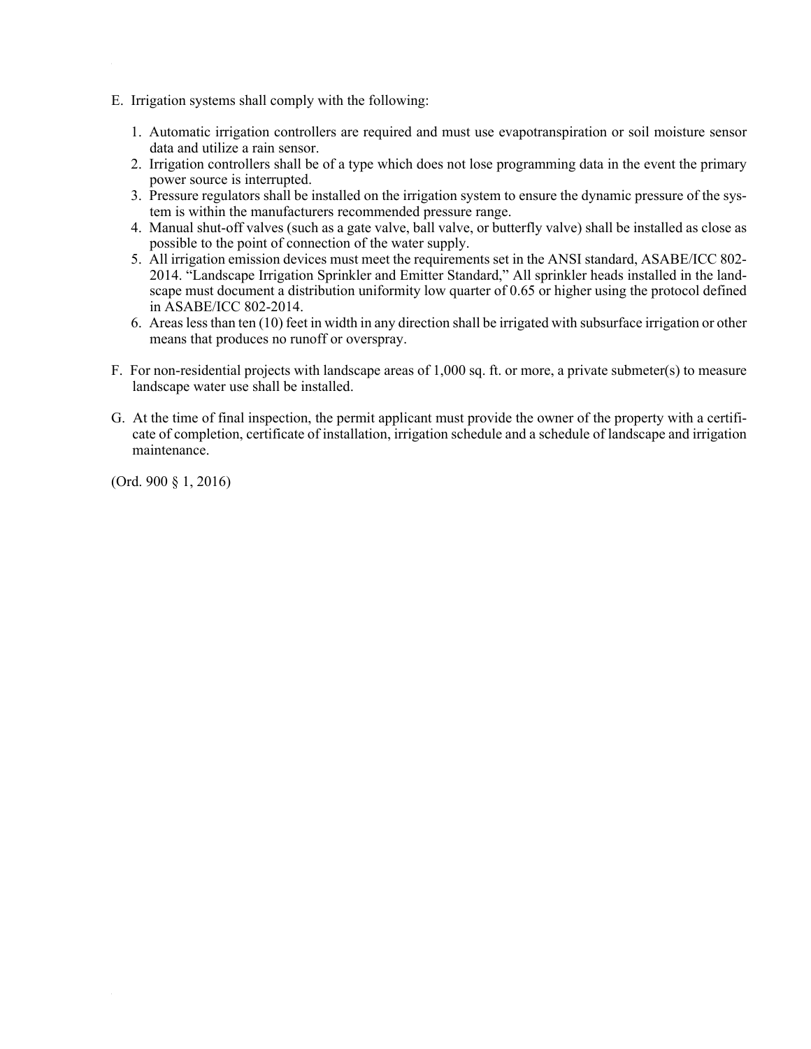E. Irrigation systems shall comply with the following:

1. Automatic irrigation controllers are required and must use evapotranspiration or soil moisture sensor data and utilize a rain sensor.
2. Irrigation controllers shall be of a type which does not lose programming data in the event the primary power source is interrupted.
3. Pressure regulators shall be installed on the irrigation system to ensure the dynamic pressure of the system is within the manufacturers recommended pressure range.
4. Manual shut-off valves (such as a gate valve, ball valve, or butterfly valve) shall be installed as close as possible to the point of connection of the water supply.
5. All irrigation emission devices must meet the requirements set in the ANSI standard, ASABE/ICC 802-2014. "Landscape Irrigation Sprinkler and Emitter Standard," All sprinkler heads installed in the landscape must document a distribution uniformity low quarter of 0.65 or higher using the protocol defined in ASABE/ICC 802-2014.
6. Areas less than ten (10) feet in width in any direction shall be irrigated with subsurface irrigation or other means that produces no runoff or overspray.

F. For non-residential projects with landscape areas of 1,000 sq. ft. or more, a private submeter(s) to measure landscape water use shall be installed.

G. At the time of final inspection, the permit applicant must provide the owner of the property with a certificate of completion, certificate of installation, irrigation schedule and a schedule of landscape and irrigation maintenance.

(Ord. 900 § 1, 2016)